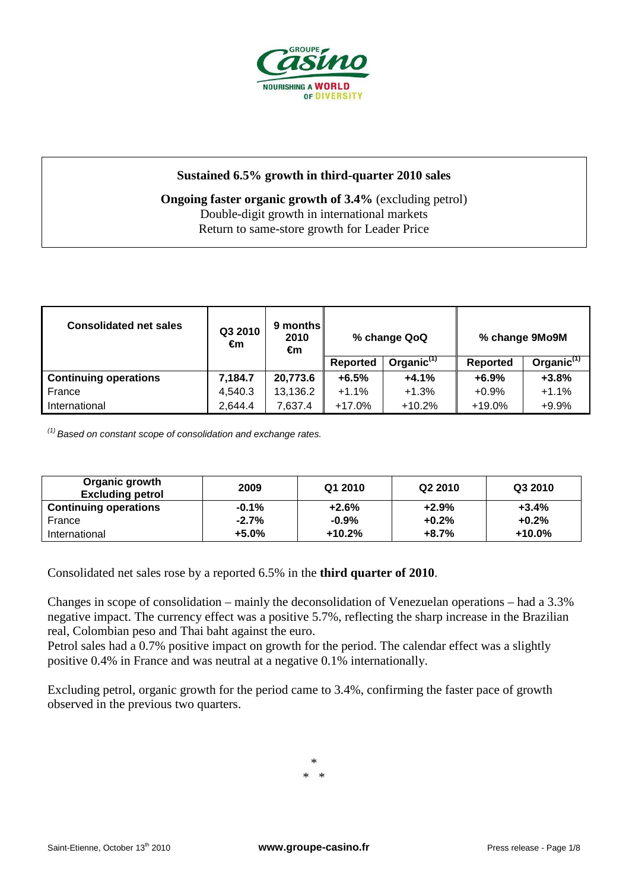**Sustained 6.5% growth in third-quarter 2010 sales**

**Ongoing faster organic growth of 3.4%** (excluding petrol)
Double-digit growth in international markets
Return to same-store growth for Leader Price

| Consolidated net sales | Q3 2010 €m | 9 months 2010 €m | % change QoQ | | % change 9Mo9M | |
|---|---|---|---|---|---|---|
| | | | Reported | Organic[(1)] | Reported | Organic[(1)] |
| **Continuing operations** | **7,184.7** | **20,773.6** | **+6.5%** | **+4.1%** | **+6.9%** | **+3.8%** |
| France | 4,540.3 | 13,136.2 | +1.1% | +1.3% | +0.9% | +1.1% |
| International | 2,644.4 | 7,637.4 | +17.0% | +10.2% | +19.0% | +9.9% |

*[(1)] Based on constant scope of consolidation and exchange rates.*

| Organic growth Excluding petrol | 2009 | Q1 2010 | Q2 2010 | Q3 2010 |
|---|---|---|---|---|
| **Continuing operations** | **-0.1%** | **+2.6%** | **+2.9%** | **+3.4%** |
| France | **-2.7%** | **-0.9%** | **+0.2%** | **+0.2%** |
| International | **+5.0%** | **+10.2%** | **+8.7%** | **+10.0%** |

Consolidated net sales rose by a reported 6.5% in the **third quarter of 2010**.

Changes in scope of consolidation – mainly the deconsolidation of Venezuelan operations – had a 3.3% negative impact. The currency effect was a positive 5.7%, reflecting the sharp increase in the Brazilian real, Colombian peso and Thai baht against the euro.
Petrol sales had a 0.7% positive impact on growth for the period. The calendar effect was a slightly positive 0.4% in France and was neutral at a negative 0.1% internationally.

Excluding petrol, organic growth for the period came to 3.4%, confirming the faster pace of growth observed in the previous two quarters.

*
* *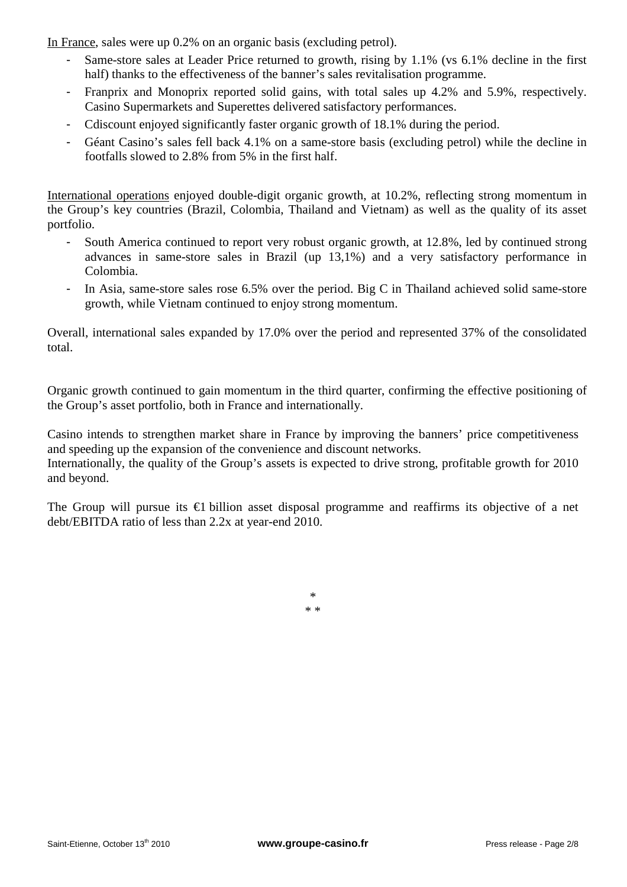In France, sales were up 0.2% on an organic basis (excluding petrol).

- Same-store sales at Leader Price returned to growth, rising by 1.1% (vs 6.1% decline in the first half) thanks to the effectiveness of the banner's sales revitalisation programme.
- Franprix and Monoprix reported solid gains, with total sales up 4.2% and 5.9%, respectively. Casino Supermarkets and Superettes delivered satisfactory performances.
- Cdiscount enjoyed significantly faster organic growth of 18.1% during the period.
- Géant Casino's sales fell back 4.1% on a same-store basis (excluding petrol) while the decline in footfalls slowed to 2.8% from 5% in the first half.

International operations enjoyed double-digit organic growth, at 10.2%, reflecting strong momentum in the Group's key countries (Brazil, Colombia, Thailand and Vietnam) as well as the quality of its asset portfolio.

- South America continued to report very robust organic growth, at 12.8%, led by continued strong advances in same-store sales in Brazil (up 13,1%) and a very satisfactory performance in Colombia.
- In Asia, same-store sales rose 6.5% over the period. Big C in Thailand achieved solid same-store growth, while Vietnam continued to enjoy strong momentum.

Overall, international sales expanded by 17.0% over the period and represented 37% of the consolidated total.

Organic growth continued to gain momentum in the third quarter, confirming the effective positioning of the Group's asset portfolio, both in France and internationally.

Casino intends to strengthen market share in France by improving the banners' price competitiveness and speeding up the expansion of the convenience and discount networks.
Internationally, the quality of the Group's assets is expected to drive strong, profitable growth for 2010 and beyond.

The Group will pursue its €1 billion asset disposal programme and reaffirms its objective of a net debt/EBITDA ratio of less than 2.2x at year-end 2010.

*
* *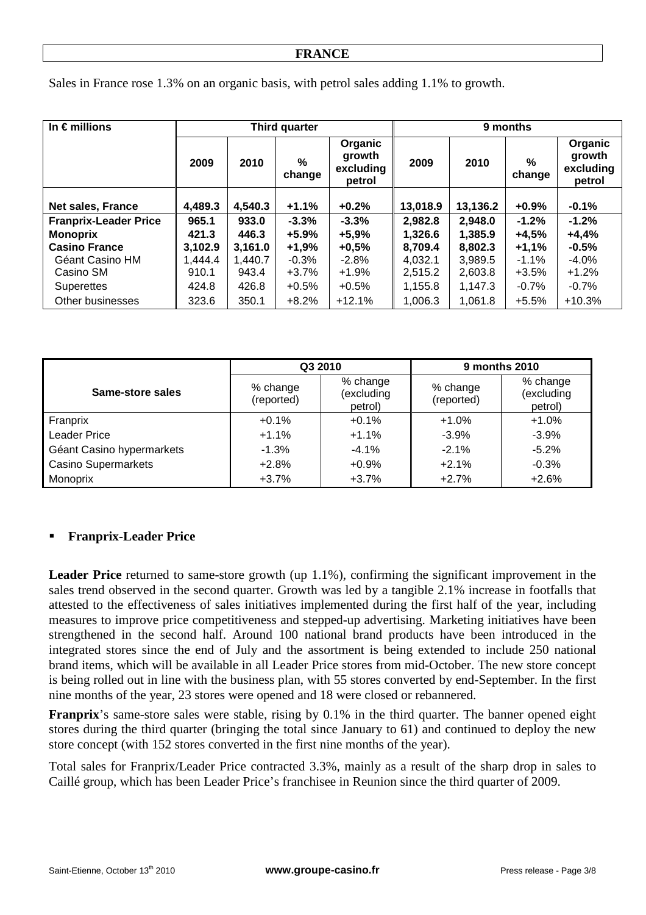## FRANCE

Sales in France rose 1.3% on an organic basis, with petrol sales adding 1.1% to growth.

| In € millions | Third quarter | | | | 9 months | | | |
|---|---|---|---|---|---|---|---|---|
| | 2009 | 2010 | % change | Organic growth excluding petrol | 2009 | 2010 | % change | Organic growth excluding petrol |
| **Net sales, France** | **4,489.3** | **4,540.3** | **+1.1%** | **+0.2%** | **13,018.9** | **13,136.2** | **+0.9%** | **-0.1%** |
| **Franprix-Leader Price** | **965.1** | **933.0** | **-3.3%** | **-3.3%** | **2,982.8** | **2,948.0** | **-1.2%** | **-1.2%** |
| **Monoprix** | **421.3** | **446.3** | **+5.9%** | **+5,9%** | **1,326.6** | **1,385.9** | **+4,5%** | **+4,4%** |
| **Casino France** | **3,102.9** | **3,161.0** | **+1,9%** | **+0,5%** | **8,709.4** | **8,802.3** | **+1,1%** | **-0.5%** |
| Géant Casino HM | 1,444.4 | 1,440.7 | -0.3% | -2.8% | 4,032.1 | 3,989.5 | -1.1% | -4.0% |
| Casino SM | 910.1 | 943.4 | +3.7% | +1.9% | 2,515.2 | 2,603.8 | +3.5% | +1.2% |
| Superettes | 424.8 | 426.8 | +0.5% | +0.5% | 1,155.8 | 1,147.3 | -0.7% | -0.7% |
| Other businesses | 323.6 | 350.1 | +8.2% | +12.1% | 1,006.3 | 1,061.8 | +5.5% | +10.3% |

| Same-store sales | Q3 2010 | | 9 months 2010 | |
|---|---|---|---|---|
| | % change (reported) | % change (excluding petrol) | % change (reported) | % change (excluding petrol) |
| Franprix | +0.1% | +0.1% | +1.0% | +1.0% |
| Leader Price | +1.1% | +1.1% | -3.9% | -3.9% |
| Géant Casino hypermarkets | -1.3% | -4.1% | -2.1% | -5.2% |
| Casino Supermarkets | +2.8% | +0.9% | +2.1% | -0.3% |
| Monoprix | +3.7% | +3.7% | +2.7% | +2.6% |

- **Franprix-Leader Price**

**Leader Price** returned to same-store growth (up 1.1%), confirming the significant improvement in the sales trend observed in the second quarter. Growth was led by a tangible 2.1% increase in footfalls that attested to the effectiveness of sales initiatives implemented during the first half of the year, including measures to improve price competitiveness and stepped-up advertising. Marketing initiatives have been strengthened in the second half. Around 100 national brand products have been introduced in the integrated stores since the end of July and the assortment is being extended to include 250 national brand items, which will be available in all Leader Price stores from mid-October. The new store concept is being rolled out in line with the business plan, with 55 stores converted by end-September. In the first nine months of the year, 23 stores were opened and 18 were closed or rebannered.

**Franprix**'s same-store sales were stable, rising by 0.1% in the third quarter. The banner opened eight stores during the third quarter (bringing the total since January to 61) and continued to deploy the new store concept (with 152 stores converted in the first nine months of the year).

Total sales for Franprix/Leader Price contracted 3.3%, mainly as a result of the sharp drop in sales to Caillé group, which has been Leader Price's franchisee in Reunion since the third quarter of 2009.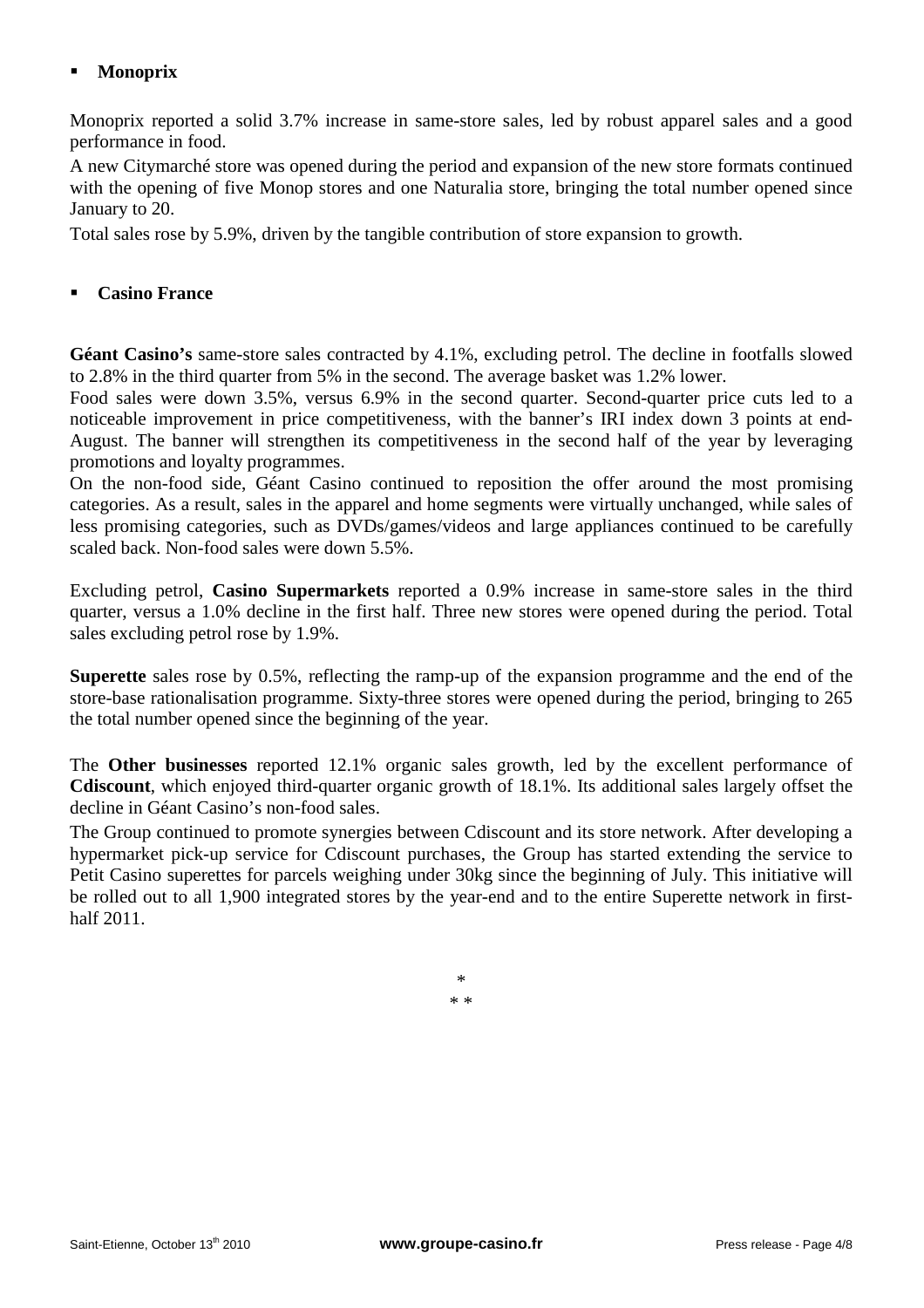- **Monoprix**

Monoprix reported a solid 3.7% increase in same-store sales, led by robust apparel sales and a good performance in food.

A new Citymarché store was opened during the period and expansion of the new store formats continued with the opening of five Monop stores and one Naturalia store, bringing the total number opened since January to 20.

Total sales rose by 5.9%, driven by the tangible contribution of store expansion to growth.

- **Casino France**

**Géant Casino's** same-store sales contracted by 4.1%, excluding petrol. The decline in footfalls slowed to 2.8% in the third quarter from 5% in the second. The average basket was 1.2% lower.

Food sales were down 3.5%, versus 6.9% in the second quarter. Second-quarter price cuts led to a noticeable improvement in price competitiveness, with the banner's IRI index down 3 points at end-August. The banner will strengthen its competitiveness in the second half of the year by leveraging promotions and loyalty programmes.

On the non-food side, Géant Casino continued to reposition the offer around the most promising categories. As a result, sales in the apparel and home segments were virtually unchanged, while sales of less promising categories, such as DVDs/games/videos and large appliances continued to be carefully scaled back. Non-food sales were down 5.5%.

Excluding petrol, **Casino Supermarkets** reported a 0.9% increase in same-store sales in the third quarter, versus a 1.0% decline in the first half. Three new stores were opened during the period. Total sales excluding petrol rose by 1.9%.

**Superette** sales rose by 0.5%, reflecting the ramp-up of the expansion programme and the end of the store-base rationalisation programme. Sixty-three stores were opened during the period, bringing to 265 the total number opened since the beginning of the year.

The **Other businesses** reported 12.1% organic sales growth, led by the excellent performance of **Cdiscount**, which enjoyed third-quarter organic growth of 18.1%. Its additional sales largely offset the decline in Géant Casino's non-food sales.

The Group continued to promote synergies between Cdiscount and its store network. After developing a hypermarket pick-up service for Cdiscount purchases, the Group has started extending the service to Petit Casino superettes for parcels weighing under 30kg since the beginning of July. This initiative will be rolled out to all 1,900 integrated stores by the year-end and to the entire Superette network in first-half 2011.

\*

\* \*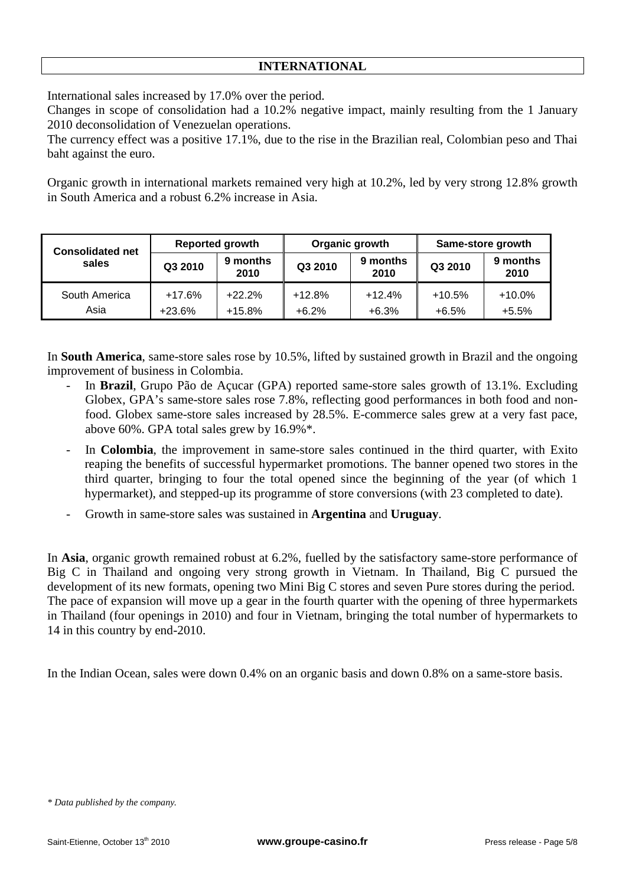## INTERNATIONAL

International sales increased by 17.0% over the period.
Changes in scope of consolidation had a 10.2% negative impact, mainly resulting from the 1 January 2010 deconsolidation of Venezuelan operations.
The currency effect was a positive 17.1%, due to the rise in the Brazilian real, Colombian peso and Thai baht against the euro.

Organic growth in international markets remained very high at 10.2%, led by very strong 12.8% growth in South America and a robust 6.2% increase in Asia.

| Consolidated net sales | Reported growth | | Organic growth | | Same-store growth | |
|---|---|---|---|---|---|---|
| | Q3 2010 | 9 months 2010 | Q3 2010 | 9 months 2010 | Q3 2010 | 9 months 2010 |
| South America | +17.6% | +22.2% | +12.8% | +12.4% | +10.5% | +10.0% |
| Asia | +23.6% | +15.8% | +6.2% | +6.3% | +6.5% | +5.5% |

In **South America**, same-store sales rose by 10.5%, lifted by sustained growth in Brazil and the ongoing improvement of business in Colombia.

- In **Brazil**, Grupo Pão de Açucar (GPA) reported same-store sales growth of 13.1%. Excluding Globex, GPA's same-store sales rose 7.8%, reflecting good performances in both food and non-food. Globex same-store sales increased by 28.5%. E-commerce sales grew at a very fast pace, above 60%. GPA total sales grew by 16.9%*.
- In **Colombia**, the improvement in same-store sales continued in the third quarter, with Exito reaping the benefits of successful hypermarket promotions. The banner opened two stores in the third quarter, bringing to four the total opened since the beginning of the year (of which 1 hypermarket), and stepped-up its programme of store conversions (with 23 completed to date).
- Growth in same-store sales was sustained in **Argentina** and **Uruguay**.

In **Asia**, organic growth remained robust at 6.2%, fuelled by the satisfactory same-store performance of Big C in Thailand and ongoing very strong growth in Vietnam. In Thailand, Big C pursued the development of its new formats, opening two Mini Big C stores and seven Pure stores during the period. The pace of expansion will move up a gear in the fourth quarter with the opening of three hypermarkets in Thailand (four openings in 2010) and four in Vietnam, bringing the total number of hypermarkets to 14 in this country by end-2010.

In the Indian Ocean, sales were down 0.4% on an organic basis and down 0.8% on a same-store basis.

*\* Data published by the company.*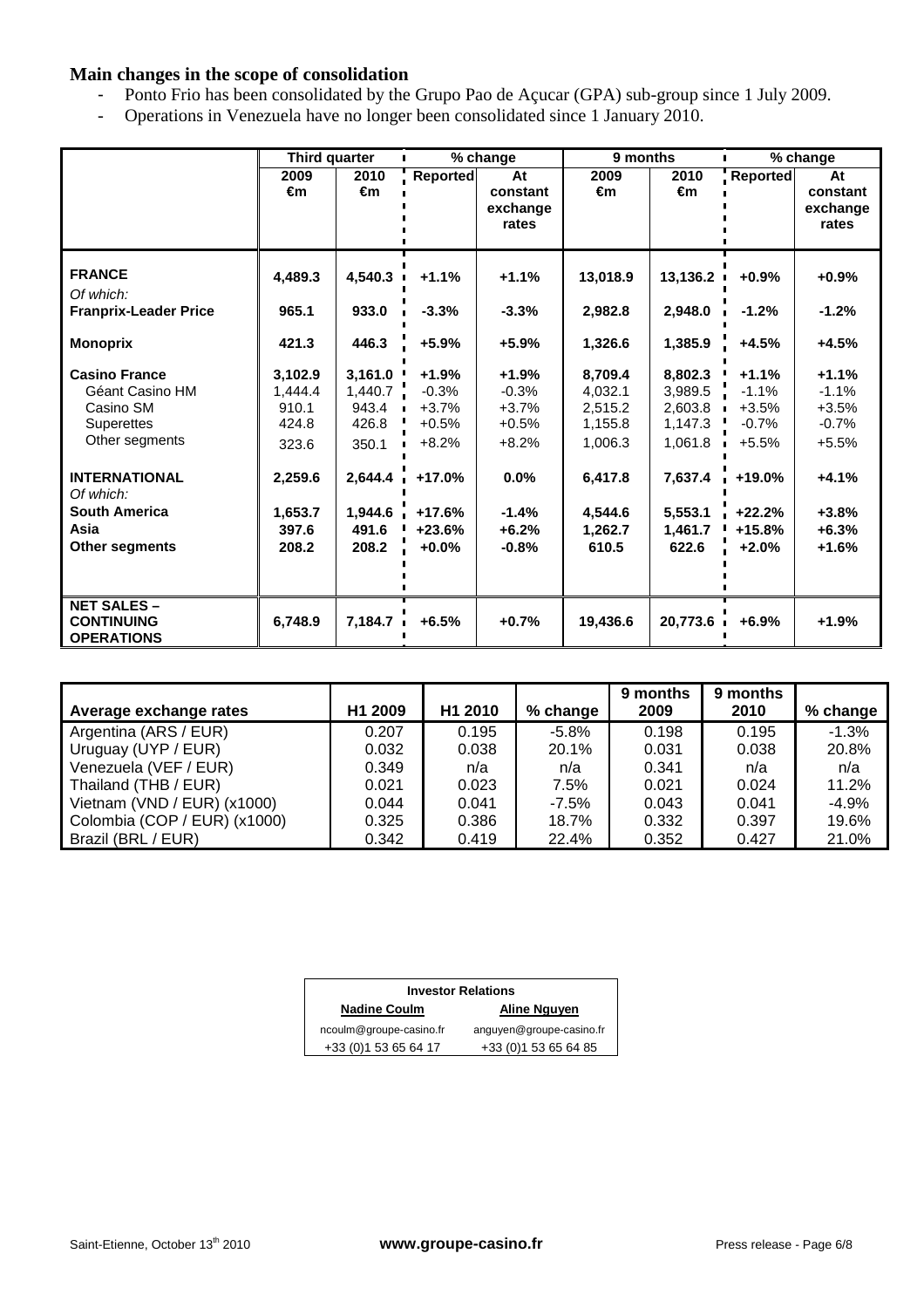## Main changes in the scope of consolidation

- Ponto Frio has been consolidated by the Grupo Pao de Açucar (GPA) sub-group since 1 July 2009.
- Operations in Venezuela have no longer been consolidated since 1 January 2010.

| | Third quarter | | % change | | 9 months | | % change | |
|---|---|---|---|---|---|---|---|---|
| | 2009 €m | 2010 €m | Reported | At constant exchange rates | 2009 €m | 2010 €m | Reported | At constant exchange rates |
| **FRANCE** | **4,489.3** | **4,540.3** | **+1.1%** | **+1.1%** | **13,018.9** | **13,136.2** | **+0.9%** | **+0.9%** |
| *Of which:* | | | | | | | | |
| **Franprix-Leader Price** | **965.1** | **933.0** | **-3.3%** | **-3.3%** | **2,982.8** | **2,948.0** | **-1.2%** | **-1.2%** |
| **Monoprix** | **421.3** | **446.3** | **+5.9%** | **+5.9%** | **1,326.6** | **1,385.9** | **+4.5%** | **+4.5%** |
| **Casino France** | **3,102.9** | **3,161.0** | **+1.9%** | **+1.9%** | **8,709.4** | **8,802.3** | **+1.1%** | **+1.1%** |
| Géant Casino HM | 1,444.4 | 1,440.7 | -0.3% | -0.3% | 4,032.1 | 3,989.5 | -1.1% | -1.1% |
| Casino SM | 910.1 | 943.4 | +3.7% | +3.7% | 2,515.2 | 2,603.8 | +3.5% | +3.5% |
| Superettes | 424.8 | 426.8 | +0.5% | +0.5% | 1,155.8 | 1,147.3 | -0.7% | -0.7% |
| Other segments | 323.6 | 350.1 | +8.2% | +8.2% | 1,006.3 | 1,061.8 | +5.5% | +5.5% |
| **INTERNATIONAL** | **2,259.6** | **2,644.4** | **+17.0%** | **0.0%** | **6,417.8** | **7,637.4** | **+19.0%** | **+4.1%** |
| *Of which:* | | | | | | | | |
| **South America** | **1,653.7** | **1,944.6** | **+17.6%** | **-1.4%** | **4,544.6** | **5,553.1** | **+22.2%** | **+3.8%** |
| **Asia** | **397.6** | **491.6** | **+23.6%** | **+6.2%** | **1,262.7** | **1,461.7** | **+15.8%** | **+6.3%** |
| **Other segments** | **208.2** | **208.2** | **+0.0%** | **-0.8%** | **610.5** | **622.6** | **+2.0%** | **+1.6%** |
| **NET SALES – CONTINUING OPERATIONS** | **6,748.9** | **7,184.7** | **+6.5%** | **+0.7%** | **19,436.6** | **20,773.6** | **+6.9%** | **+1.9%** |

| Average exchange rates | H1 2009 | H1 2010 | % change | 9 months 2009 | 9 months 2010 | % change |
|---|---|---|---|---|---|---|
| Argentina (ARS / EUR) | 0.207 | 0.195 | -5.8% | 0.198 | 0.195 | -1.3% |
| Uruguay (UYP / EUR) | 0.032 | 0.038 | 20.1% | 0.031 | 0.038 | 20.8% |
| Venezuela (VEF / EUR) | 0.349 | n/a | n/a | 0.341 | n/a | n/a |
| Thailand (THB / EUR) | 0.021 | 0.023 | 7.5% | 0.021 | 0.024 | 11.2% |
| Vietnam (VND / EUR) (x1000) | 0.044 | 0.041 | -7.5% | 0.043 | 0.041 | -4.9% |
| Colombia (COP / EUR) (x1000) | 0.325 | 0.386 | 18.7% | 0.332 | 0.397 | 19.6% |
| Brazil (BRL / EUR) | 0.342 | 0.419 | 22.4% | 0.352 | 0.427 | 21.0% |

| Investor Relations | |
|---|---|
| **Nadine Coulm** | **Aline Nguyen** |
| ncoulm@groupe-casino.fr | anguyen@groupe-casino.fr |
| +33 (0)1 53 65 64 17 | +33 (0)1 53 65 64 85 |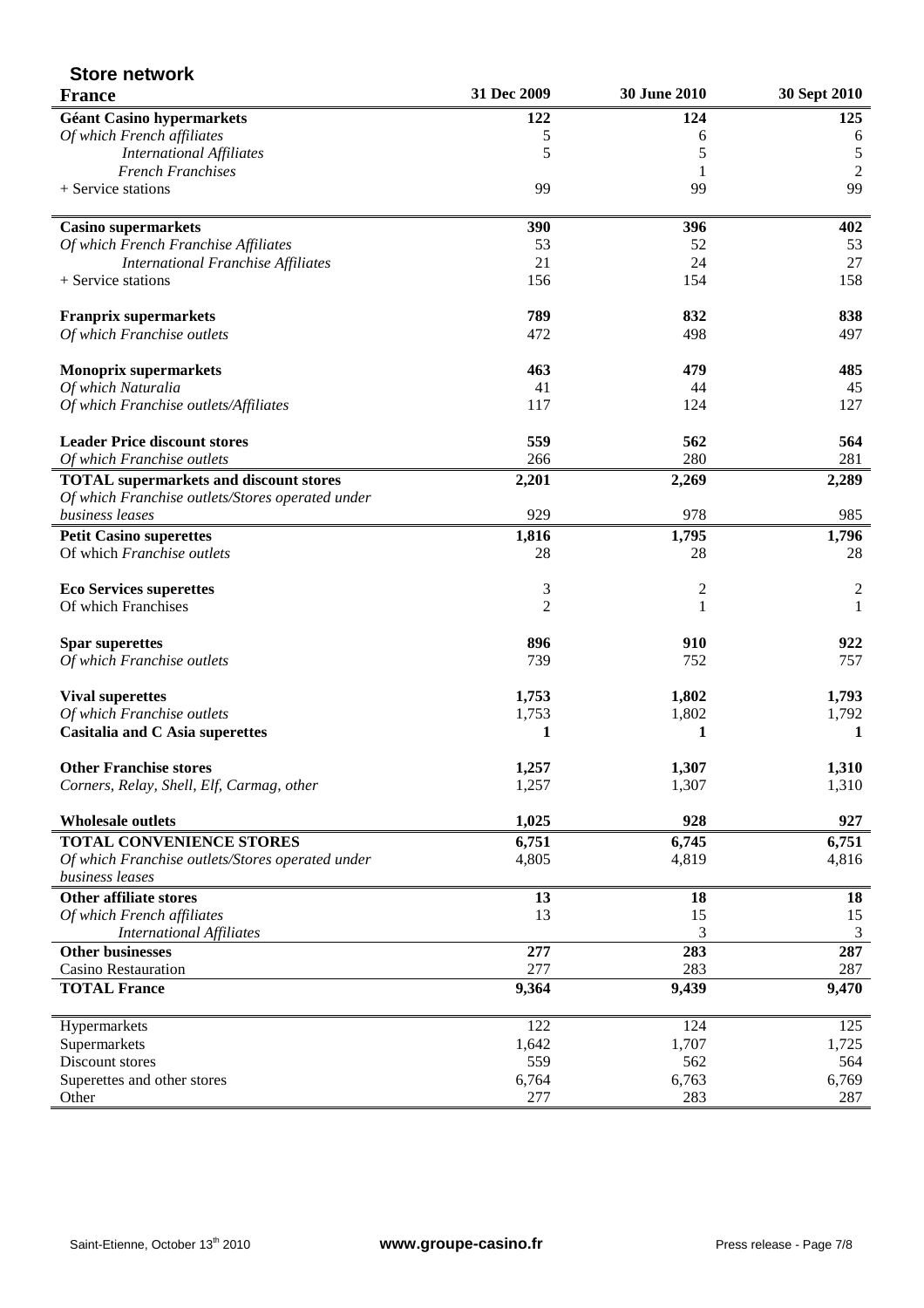## Store network

| France | 31 Dec 2009 | 30 June 2010 | 30 Sept 2010 |
|---|---|---|---|
| **Géant Casino hypermarkets** | **122** | **124** | **125** |
| *Of which French affiliates* | 5 | 6 | 6 |
| *International Affiliates* | 5 | 5 | 5 |
| *French Franchises* | | 1 | 2 |
| + Service stations | 99 | 99 | 99 |
| **Casino supermarkets** | **390** | **396** | **402** |
| *Of which French Franchise Affiliates* | 53 | 52 | 53 |
| *International Franchise Affiliates* | 21 | 24 | 27 |
| + Service stations | 156 | 154 | 158 |
| **Franprix supermarkets** | **789** | **832** | **838** |
| *Of which Franchise outlets* | 472 | 498 | 497 |
| **Monoprix supermarkets** | **463** | **479** | **485** |
| *Of which Naturalia* | 41 | 44 | 45 |
| *Of which Franchise outlets/Affiliates* | 117 | 124 | 127 |
| **Leader Price discount stores** | **559** | **562** | **564** |
| *Of which Franchise outlets* | 266 | 280 | 281 |
| **TOTAL supermarkets and discount stores** | **2,201** | **2,269** | **2,289** |
| *Of which Franchise outlets/Stores operated under business leases* | 929 | 978 | 985 |
| **Petit Casino superettes** | **1,816** | **1,795** | **1,796** |
| Of which *Franchise outlets* | 28 | 28 | 28 |
| **Eco Services superettes** | 3 | 2 | 2 |
| Of which Franchises | 2 | 1 | 1 |
| **Spar superettes** | **896** | **910** | **922** |
| *Of which Franchise outlets* | 739 | 752 | 757 |
| **Vival superettes** | **1,753** | **1,802** | **1,793** |
| *Of which Franchise outlets* | 1,753 | 1,802 | 1,792 |
| **Casitalia and C Asia superettes** | **1** | **1** | **1** |
| **Other Franchise stores** | **1,257** | **1,307** | **1,310** |
| *Corners, Relay, Shell, Elf, Carmag, other* | 1,257 | 1,307 | 1,310 |
| **Wholesale outlets** | **1,025** | **928** | **927** |
| **TOTAL CONVENIENCE STORES** | **6,751** | **6,745** | **6,751** |
| *Of which Franchise outlets/Stores operated under business leases* | 4,805 | 4,819 | 4,816 |
| **Other affiliate stores** | **13** | **18** | **18** |
| *Of which French affiliates* | 13 | 15 | 15 |
| *International Affiliates* | | 3 | 3 |
| **Other businesses** | **277** | **283** | **287** |
| Casino Restauration | 277 | 283 | 287 |
| **TOTAL France** | **9,364** | **9,439** | **9,470** |
| Hypermarkets | 122 | 124 | 125 |
| Supermarkets | 1,642 | 1,707 | 1,725 |
| Discount stores | 559 | 562 | 564 |
| Superettes and other stores | 6,764 | 6,763 | 6,769 |
| Other | 277 | 283 | 287 |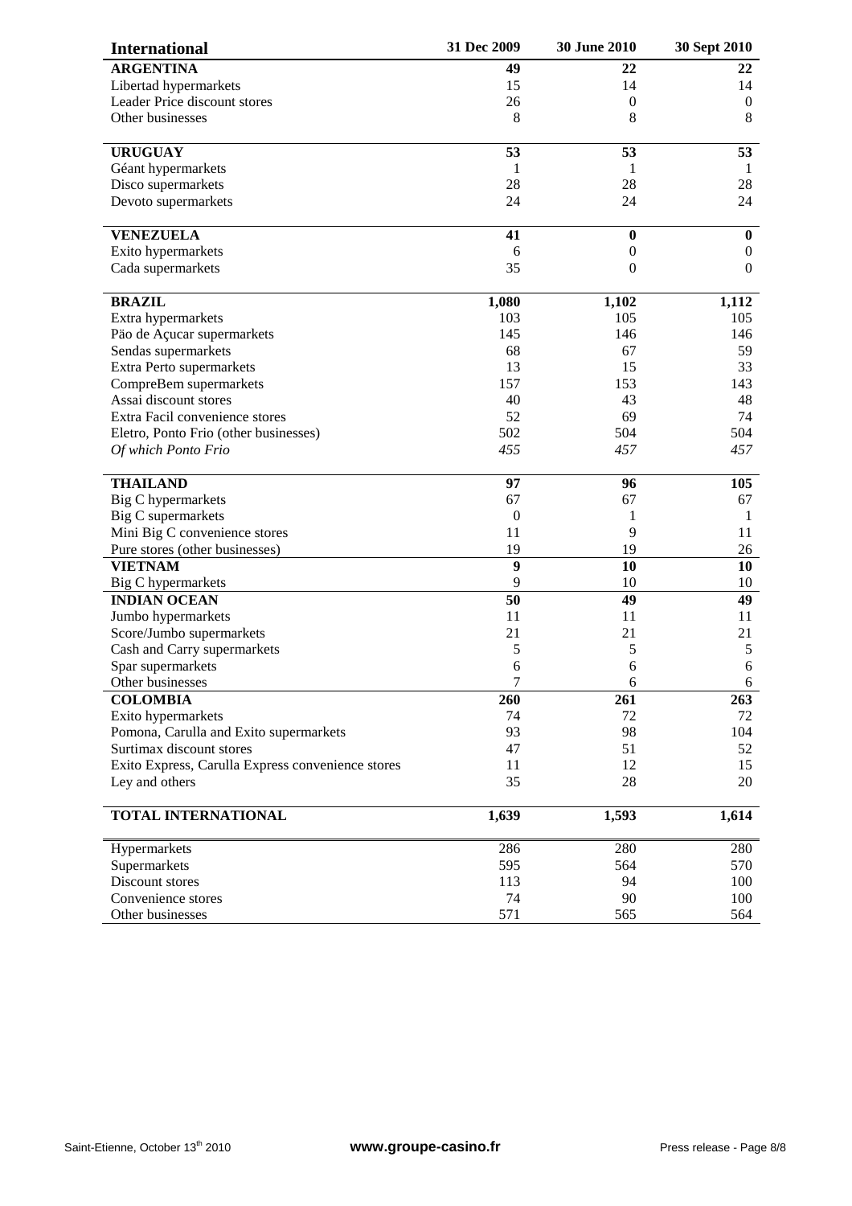| International | 31 Dec 2009 | 30 June 2010 | 30 Sept 2010 |
|---|---|---|---|
| **ARGENTINA** | **49** | **22** | **22** |
| Libertad hypermarkets | 15 | 14 | 14 |
| Leader Price discount stores | 26 | 0 | 0 |
| Other businesses | 8 | 8 | 8 |
| **URUGUAY** | **53** | **53** | **53** |
| Géant hypermarkets | 1 | 1 | 1 |
| Disco supermarkets | 28 | 28 | 28 |
| Devoto supermarkets | 24 | 24 | 24 |
| **VENEZUELA** | **41** | **0** | **0** |
| Exito hypermarkets | 6 | 0 | 0 |
| Cada supermarkets | 35 | 0 | 0 |
| **BRAZIL** | **1,080** | **1,102** | **1,112** |
| Extra hypermarkets | 103 | 105 | 105 |
| Päo de Açucar supermarkets | 145 | 146 | 146 |
| Sendas supermarkets | 68 | 67 | 59 |
| Extra Perto supermarkets | 13 | 15 | 33 |
| CompreBem supermarkets | 157 | 153 | 143 |
| Assai discount stores | 40 | 43 | 48 |
| Extra Facil convenience stores | 52 | 69 | 74 |
| Eletro, Ponto Frio (other businesses) | 502 | 504 | 504 |
| *Of which Ponto Frio* | *455* | *457* | *457* |
| **THAILAND** | **97** | **96** | **105** |
| Big C hypermarkets | 67 | 67 | 67 |
| Big C supermarkets | 0 | 1 | 1 |
| Mini Big C convenience stores | 11 | 9 | 11 |
| Pure stores (other businesses) | 19 | 19 | 26 |
| **VIETNAM** | **9** | **10** | **10** |
| Big C hypermarkets | 9 | 10 | 10 |
| **INDIAN OCEAN** | **50** | **49** | **49** |
| Jumbo hypermarkets | 11 | 11 | 11 |
| Score/Jumbo supermarkets | 21 | 21 | 21 |
| Cash and Carry supermarkets | 5 | 5 | 5 |
| Spar supermarkets | 6 | 6 | 6 |
| Other businesses | 7 | 6 | 6 |
| **COLOMBIA** | **260** | **261** | **263** |
| Exito hypermarkets | 74 | 72 | 72 |
| Pomona, Carulla and Exito supermarkets | 93 | 98 | 104 |
| Surtimax discount stores | 47 | 51 | 52 |
| Exito Express, Carulla Express convenience stores | 11 | 12 | 15 |
| Ley and others | 35 | 28 | 20 |
| **TOTAL INTERNATIONAL** | **1,639** | **1,593** | **1,614** |
| Hypermarkets | 286 | 280 | 280 |
| Supermarkets | 595 | 564 | 570 |
| Discount stores | 113 | 94 | 100 |
| Convenience stores | 74 | 90 | 100 |
| Other businesses | 571 | 565 | 564 |